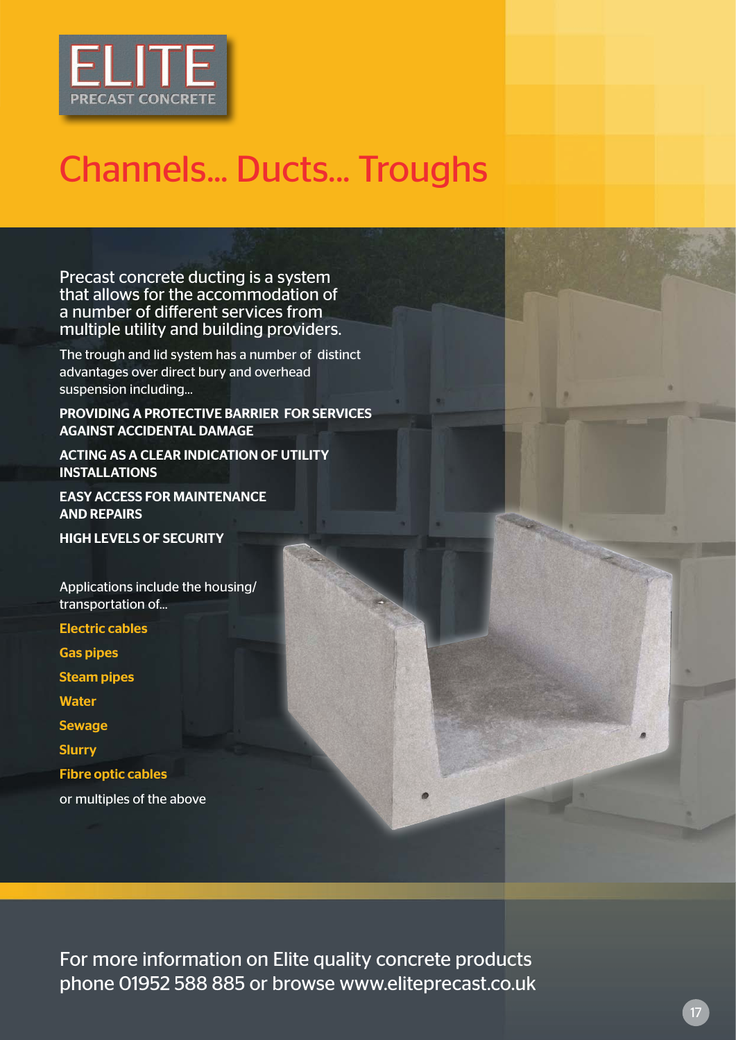ELITE
PRECAST CONCRETE

# Channels... Ducts... Troughs

Precast concrete ducting is a system that allows for the accommodation of a number of different services from multiple utility and building providers.

The trough and lid system has a number of distinct advantages over direct bury and overhead suspension including...

**PROVIDING A PROTECTIVE BARRIER FOR SERVICES AGAINST ACCIDENTAL DAMAGE**

**ACTING AS A CLEAR INDICATION OF UTILITY INSTALLATIONS**

**EASY ACCESS FOR MAINTENANCE AND REPAIRS**

**HIGH LEVELS OF SECURITY**

Applications include the housing/transportation of...

**Electric cables**

**Gas pipes**

**Steam pipes**

**Water**

**Sewage**

**Slurry**

**Fibre optic cables**

or multiples of the above

For more information on Elite quality concrete products phone 01952 588 885 or browse www.eliteprecast.co.uk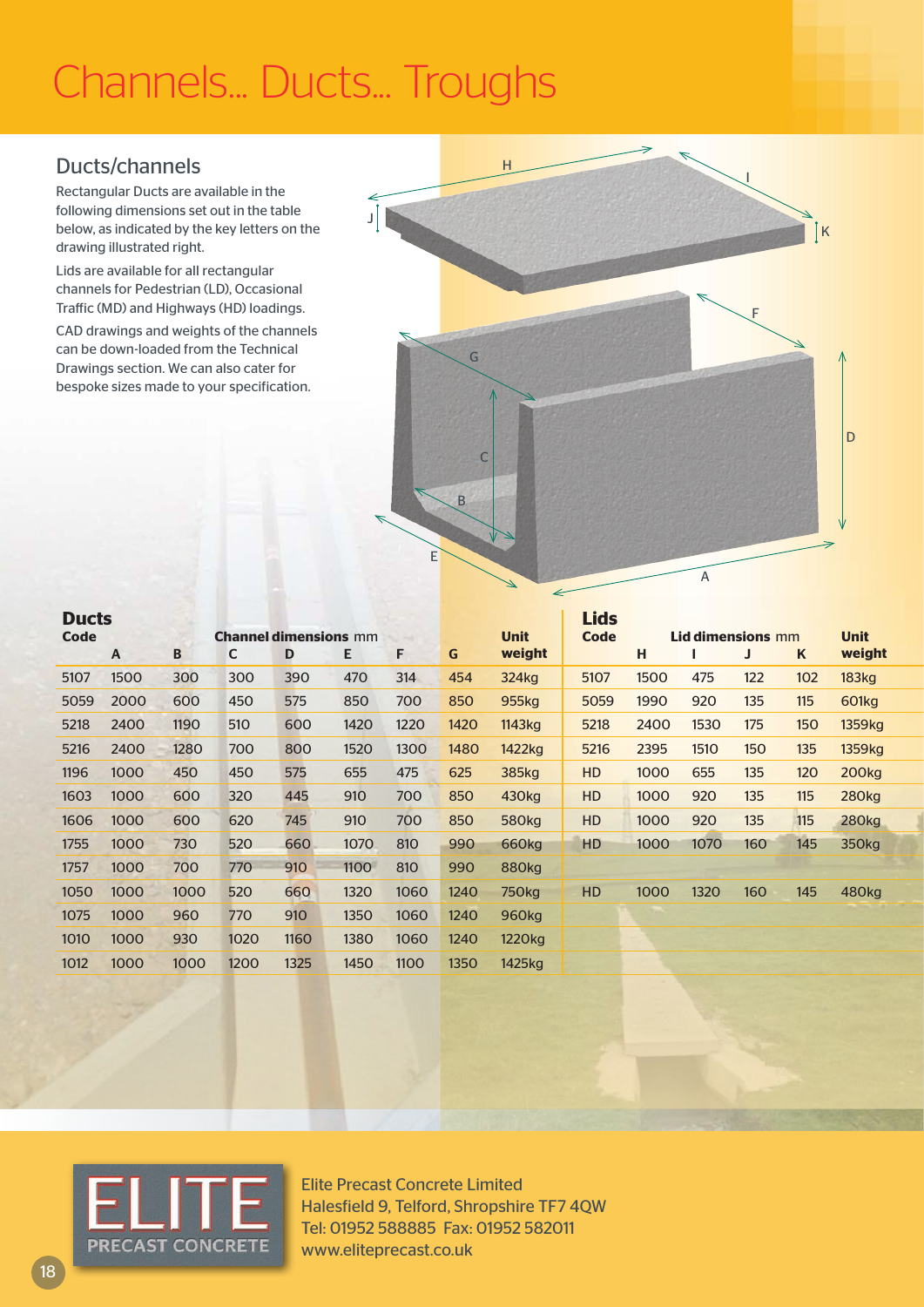# Channels... Ducts... Troughs

## Ducts/channels

Rectangular Ducts are available in the following dimensions set out in the table below, as indicated by the key letters on the drawing illustrated right.

Lids are available for all rectangular channels for Pedestrian (LD), Occasional Traffic (MD) and Highways (HD) loadings.

CAD drawings and weights of the channels can be down-loaded from the Technical Drawings section. We can also cater for bespoke sizes made to your specification.

H
I
J
K
F
G
C
D
B
E
A

| **Ducts** Code | Channel dimensions mm A | B | C | D | E | F | G | Unit weight | **Lids** Code | Lid dimensions mm H | I | J | K | Unit weight |
|---|---|---|---|---|---|---|---|---|---|---|---|---|---|---|
| 5107 | 1500 | 300 | 300 | 390 | 470 | 314 | 454 | 324kg | 5107 | 1500 | 475 | 122 | 102 | 183kg |
| 5059 | 2000 | 600 | 450 | 575 | 850 | 700 | 850 | 955kg | 5059 | 1990 | 920 | 135 | 115 | 601kg |
| 5218 | 2400 | 1190 | 510 | 600 | 1420 | 1220 | 1420 | 1143kg | 5218 | 2400 | 1530 | 175 | 150 | 1359kg |
| 5216 | 2400 | 1280 | 700 | 800 | 1520 | 1300 | 1480 | 1422kg | 5216 | 2395 | 1510 | 150 | 135 | 1359kg |
| 1196 | 1000 | 450 | 450 | 575 | 655 | 475 | 625 | 385kg | HD | 1000 | 655 | 135 | 120 | 200kg |
| 1603 | 1000 | 600 | 320 | 445 | 910 | 700 | 850 | 430kg | HD | 1000 | 920 | 135 | 115 | 280kg |
| 1606 | 1000 | 600 | 620 | 745 | 910 | 700 | 850 | 580kg | HD | 1000 | 920 | 135 | 115 | 280kg |
| 1755 | 1000 | 730 | 520 | 660 | 1070 | 810 | 990 | 660kg | HD | 1000 | 1070 | 160 | 145 | 350kg |
| 1757 | 1000 | 700 | 770 | 910 | 1100 | 810 | 990 | 880kg | | | | | | |
| 1050 | 1000 | 1000 | 520 | 660 | 1320 | 1060 | 1240 | 750kg | HD | 1000 | 1320 | 160 | 145 | 480kg |
| 1075 | 1000 | 960 | 770 | 910 | 1350 | 1060 | 1240 | 960kg | | | | | | |
| 1010 | 1000 | 930 | 1020 | 1160 | 1380 | 1060 | 1240 | 1220kg | | | | | | |
| 1012 | 1000 | 1000 | 1200 | 1325 | 1450 | 1100 | 1350 | 1425kg | | | | | | |

ELITE PRECAST CONCRETE

Elite Precast Concrete Limited
Halesfield 9, Telford, Shropshire TF7 4QW
Tel: 01952 588885 Fax: 01952 582011
www.eliteprecast.co.uk